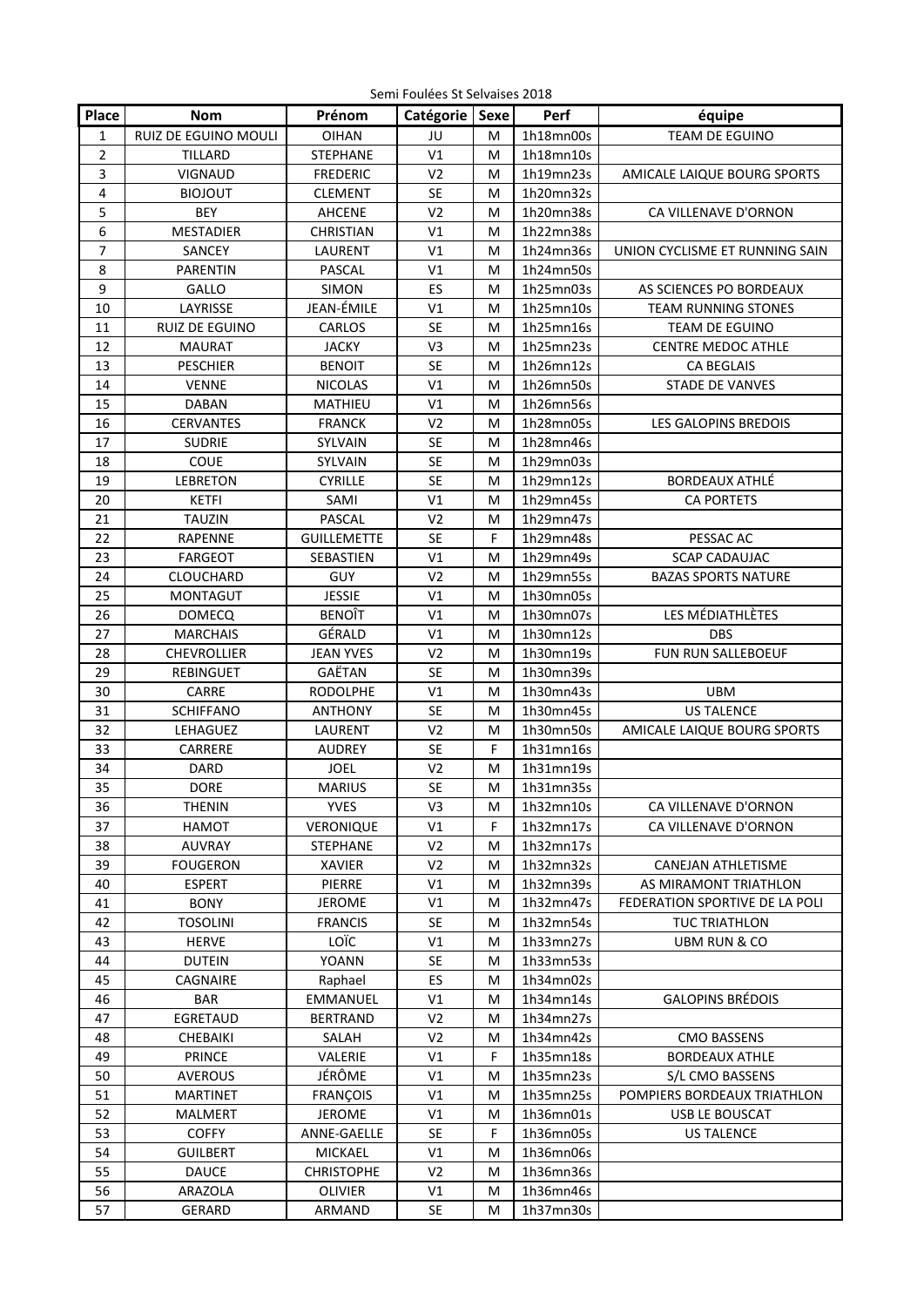Semi Foulées St Selvaises 2018

| Place | Nom | Prénom | Catégorie | Sexe | Perf | équipe |
|---|---|---|---|---|---|---|
| 1 | RUIZ DE EGUINO MOULI | OIHAN | JU | M | 1h18mn00s | TEAM DE EGUINO |
| 2 | TILLARD | STEPHANE | V1 | M | 1h18mn10s | |
| 3 | VIGNAUD | FREDERIC | V2 | M | 1h19mn23s | AMICALE LAIQUE BOURG SPORTS |
| 4 | BIOJOUT | CLEMENT | SE | M | 1h20mn32s | |
| 5 | BEY | AHCENE | V2 | M | 1h20mn38s | CA VILLENAVE D'ORNON |
| 6 | MESTADIER | CHRISTIAN | V1 | M | 1h22mn38s | |
| 7 | SANCEY | LAURENT | V1 | M | 1h24mn36s | UNION CYCLISME ET RUNNING SAIN |
| 8 | PARENTIN | PASCAL | V1 | M | 1h24mn50s | |
| 9 | GALLO | SIMON | ES | M | 1h25mn03s | AS SCIENCES PO BORDEAUX |
| 10 | LAYRISSE | JEAN-ÉMILE | V1 | M | 1h25mn10s | TEAM RUNNING STONES |
| 11 | RUIZ DE EGUINO | CARLOS | SE | M | 1h25mn16s | TEAM DE EGUINO |
| 12 | MAURAT | JACKY | V3 | M | 1h25mn23s | CENTRE MEDOC ATHLE |
| 13 | PESCHIER | BENOIT | SE | M | 1h26mn12s | CA BEGLAIS |
| 14 | VENNE | NICOLAS | V1 | M | 1h26mn50s | STADE DE VANVES |
| 15 | DABAN | MATHIEU | V1 | M | 1h26mn56s | |
| 16 | CERVANTES | FRANCK | V2 | M | 1h28mn05s | LES GALOPINS BREDOIS |
| 17 | SUDRIE | SYLVAIN | SE | M | 1h28mn46s | |
| 18 | COUE | SYLVAIN | SE | M | 1h29mn03s | |
| 19 | LEBRETON | CYRILLE | SE | M | 1h29mn12s | BORDEAUX ATHLÉ |
| 20 | KETFI | SAMI | V1 | M | 1h29mn45s | CA PORTETS |
| 21 | TAUZIN | PASCAL | V2 | M | 1h29mn47s | |
| 22 | RAPENNE | GUILLEMETTE | SE | F | 1h29mn48s | PESSAC AC |
| 23 | FARGEOT | SEBASTIEN | V1 | M | 1h29mn49s | SCAP CADAUJAC |
| 24 | CLOUCHARD | GUY | V2 | M | 1h29mn55s | BAZAS SPORTS NATURE |
| 25 | MONTAGUT | JESSIE | V1 | M | 1h30mn05s | |
| 26 | DOMECQ | BENOÎT | V1 | M | 1h30mn07s | LES MÉDIATHLÈTES |
| 27 | MARCHAIS | GÉRALD | V1 | M | 1h30mn12s | DBS |
| 28 | CHEVROLLIER | JEAN YVES | V2 | M | 1h30mn19s | FUN RUN SALLEBOEUF |
| 29 | REBINGUET | GAËTAN | SE | M | 1h30mn39s | |
| 30 | CARRE | RODOLPHE | V1 | M | 1h30mn43s | UBM |
| 31 | SCHIFFANO | ANTHONY | SE | M | 1h30mn45s | US TALENCE |
| 32 | LEHAGUEZ | LAURENT | V2 | M | 1h30mn50s | AMICALE LAIQUE BOURG SPORTS |
| 33 | CARRERE | AUDREY | SE | F | 1h31mn16s | |
| 34 | DARD | JOEL | V2 | M | 1h31mn19s | |
| 35 | DORE | MARIUS | SE | M | 1h31mn35s | |
| 36 | THENIN | YVES | V3 | M | 1h32mn10s | CA VILLENAVE D'ORNON |
| 37 | HAMOT | VERONIQUE | V1 | F | 1h32mn17s | CA VILLENAVE D'ORNON |
| 38 | AUVRAY | STEPHANE | V2 | M | 1h32mn17s | |
| 39 | FOUGERON | XAVIER | V2 | M | 1h32mn32s | CANEJAN ATHLETISME |
| 40 | ESPERT | PIERRE | V1 | M | 1h32mn39s | AS MIRAMONT TRIATHLON |
| 41 | BONY | JEROME | V1 | M | 1h32mn47s | FEDERATION SPORTIVE DE LA POLI |
| 42 | TOSOLINI | FRANCIS | SE | M | 1h32mn54s | TUC TRIATHLON |
| 43 | HERVE | LOÏC | V1 | M | 1h33mn27s | UBM RUN & CO |
| 44 | DUTEIN | YOANN | SE | M | 1h33mn53s | |
| 45 | CAGNAIRE | Raphael | ES | M | 1h34mn02s | |
| 46 | BAR | EMMANUEL | V1 | M | 1h34mn14s | GALOPINS BRÉDOIS |
| 47 | EGRETAUD | BERTRAND | V2 | M | 1h34mn27s | |
| 48 | CHEBAIKI | SALAH | V2 | M | 1h34mn42s | CMO BASSENS |
| 49 | PRINCE | VALERIE | V1 | F | 1h35mn18s | BORDEAUX ATHLE |
| 50 | AVEROUS | JÉRÔME | V1 | M | 1h35mn23s | S/L CMO BASSENS |
| 51 | MARTINET | FRANÇOIS | V1 | M | 1h35mn25s | POMPIERS BORDEAUX TRIATHLON |
| 52 | MALMERT | JEROME | V1 | M | 1h36mn01s | USB LE BOUSCAT |
| 53 | COFFY | ANNE-GAELLE | SE | F | 1h36mn05s | US TALENCE |
| 54 | GUILBERT | MICKAEL | V1 | M | 1h36mn06s | |
| 55 | DAUCE | CHRISTOPHE | V2 | M | 1h36mn36s | |
| 56 | ARAZOLA | OLIVIER | V1 | M | 1h36mn46s | |
| 57 | GERARD | ARMAND | SE | M | 1h37mn30s | |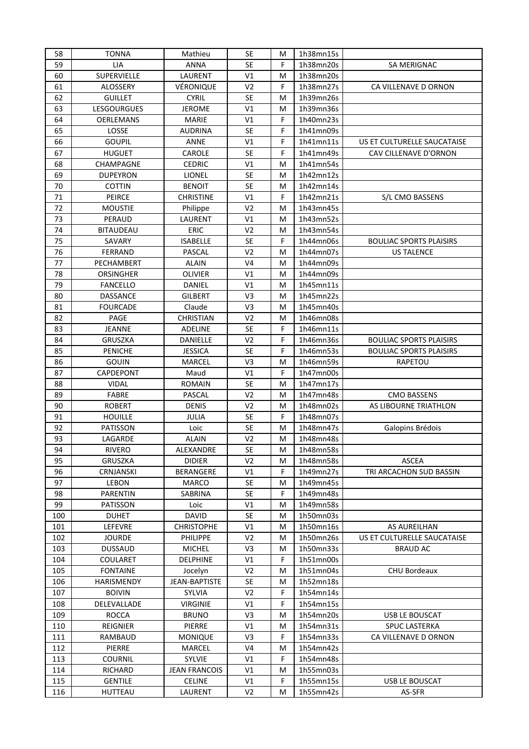| 58 | TONNA | Mathieu | SE | M | 1h38mn15s | |
|---|---|---|---|---|---|---|
| 59 | LIA | ANNA | SE | F | 1h38mn20s | SA MERIGNAC |
| 60 | SUPERVIELLE | LAURENT | V1 | M | 1h38mn20s | |
| 61 | ALOSSERY | VÉRONIQUE | V2 | F | 1h38mn27s | CA VILLENAVE D ORNON |
| 62 | GUILLET | CYRIL | SE | M | 1h39mn26s | |
| 63 | LESGOURGUES | JEROME | V1 | M | 1h39mn36s | |
| 64 | OERLEMANS | MARIE | V1 | F | 1h40mn23s | |
| 65 | LOSSE | AUDRINA | SE | F | 1h41mn09s | |
| 66 | GOUPIL | ANNE | V1 | F | 1h41mn11s | US ET CULTURELLE SAUCATAISE |
| 67 | HUGUET | CAROLE | SE | F | 1h41mn49s | CAV CILLENAVE D'ORNON |
| 68 | CHAMPAGNE | CEDRIC | V1 | M | 1h41mn54s | |
| 69 | DUPEYRON | LIONEL | SE | M | 1h42mn12s | |
| 70 | COTTIN | BENOIT | SE | M | 1h42mn14s | |
| 71 | PEIRCE | CHRISTINE | V1 | F | 1h42mn21s | S/L CMO BASSENS |
| 72 | MOUSTIE | Philippe | V2 | M | 1h43mn45s | |
| 73 | PERAUD | LAURENT | V1 | M | 1h43mn52s | |
| 74 | BITAUDEAU | ERIC | V2 | M | 1h43mn54s | |
| 75 | SAVARY | ISABELLE | SE | F | 1h44mn06s | BOULIAC SPORTS PLAISIRS |
| 76 | FERRAND | PASCAL | V2 | M | 1h44mn07s | US TALENCE |
| 77 | PECHAMBERT | ALAIN | V4 | M | 1h44mn09s | |
| 78 | ORSINGHER | OLIVIER | V1 | M | 1h44mn09s | |
| 79 | FANCELLO | DANIEL | V1 | M | 1h45mn11s | |
| 80 | DASSANCE | GILBERT | V3 | M | 1h45mn22s | |
| 81 | FOURCADE | Claude | V3 | M | 1h45mn40s | |
| 82 | PAGE | CHRISTIAN | V2 | M | 1h46mn08s | |
| 83 | JEANNE | ADELINE | SE | F | 1h46mn11s | |
| 84 | GRUSZKA | DANIELLE | V2 | F | 1h46mn36s | BOULIAC SPORTS PLAISIRS |
| 85 | PENICHE | JESSICA | SE | F | 1h46mn53s | BOULIAC SPORTS PLAISIRS |
| 86 | GOUIN | MARCEL | V3 | M | 1h46mn59s | RAPETOU |
| 87 | CAPDEPONT | Maud | V1 | F | 1h47mn00s | |
| 88 | VIDAL | ROMAIN | SE | M | 1h47mn17s | |
| 89 | FABRE | PASCAL | V2 | M | 1h47mn48s | CMO BASSENS |
| 90 | ROBERT | DENIS | V2 | M | 1h48mn02s | AS LIBOURNE TRIATHLON |
| 91 | HOUILLE | JULIA | SE | F | 1h48mn07s | |
| 92 | PATISSON | Loic | SE | M | 1h48mn47s | Galopins Brédois |
| 93 | LAGARDE | ALAIN | V2 | M | 1h48mn48s | |
| 94 | RIVERO | ALEXANDRE | SE | M | 1h48mn58s | |
| 95 | GRUSZKA | DIDIER | V2 | M | 1h48mn58s | ASCEA |
| 96 | CRNJANSKI | BERANGERE | V1 | F | 1h49mn27s | TRI ARCACHON SUD BASSIN |
| 97 | LEBON | MARCO | SE | M | 1h49mn45s | |
| 98 | PARENTIN | SABRINA | SE | F | 1h49mn48s | |
| 99 | PATISSON | Loic | V1 | M | 1h49mn58s | |
| 100 | DUHET | DAVID | SE | M | 1h50mn03s | |
| 101 | LEFEVRE | CHRISTOPHE | V1 | M | 1h50mn16s | AS AUREILHAN |
| 102 | JOURDE | PHILIPPE | V2 | M | 1h50mn26s | US ET CULTURELLE SAUCATAISE |
| 103 | DUSSAUD | MICHEL | V3 | M | 1h50mn33s | BRAUD AC |
| 104 | COULARET | DELPHINE | V1 | F | 1h51mn00s | |
| 105 | FONTAINE | Jocelyn | V2 | M | 1h51mn04s | CHU Bordeaux |
| 106 | HARISMENDY | JEAN-BAPTISTE | SE | M | 1h52mn18s | |
| 107 | BOIVIN | SYLVIA | V2 | F | 1h54mn14s | |
| 108 | DELEVALLADE | VIRGINIE | V1 | F | 1h54mn15s | |
| 109 | ROCCA | BRUNO | V3 | M | 1h54mn20s | USB LE BOUSCAT |
| 110 | REIGNIER | PIERRE | V1 | M | 1h54mn31s | SPUC LASTERKA |
| 111 | RAMBAUD | MONIQUE | V3 | F | 1h54mn33s | CA VILLENAVE D ORNON |
| 112 | PIERRE | MARCEL | V4 | M | 1h54mn42s | |
| 113 | COURNIL | SYLVIE | V1 | F | 1h54mn48s | |
| 114 | RICHARD | JEAN FRANCOIS | V1 | M | 1h55mn03s | |
| 115 | GENTILE | CELINE | V1 | F | 1h55mn15s | USB LE BOUSCAT |
| 116 | HUTTEAU | LAURENT | V2 | M | 1h55mn42s | AS-SFR |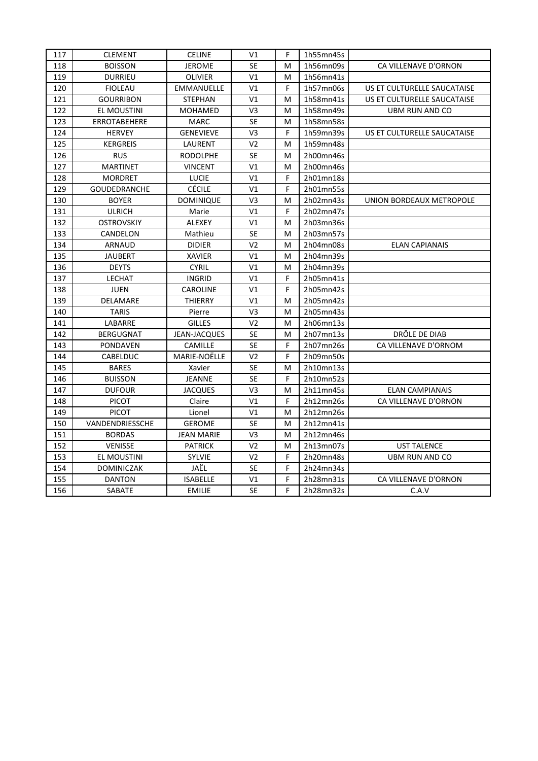| | | | | | | |
|---|---|---|---|---|---|---|
| 117 | CLEMENT | CELINE | V1 | F | 1h55mn45s | |
| 118 | BOISSON | JEROME | SE | M | 1h56mn09s | CA VILLENAVE D'ORNON |
| 119 | DURRIEU | OLIVIER | V1 | M | 1h56mn41s | |
| 120 | FIOLEAU | EMMANUELLE | V1 | F | 1h57mn06s | US ET CULTURELLE SAUCATAISE |
| 121 | GOURRIBON | STEPHAN | V1 | M | 1h58mn41s | US ET CULTURELLE SAUCATAISE |
| 122 | EL MOUSTINI | MOHAMED | V3 | M | 1h58mn49s | UBM RUN AND CO |
| 123 | ERROTABEHERE | MARC | SE | M | 1h58mn58s | |
| 124 | HERVEY | GENEVIEVE | V3 | F | 1h59mn39s | US ET CULTURELLE SAUCATAISE |
| 125 | KERGREIS | LAURENT | V2 | M | 1h59mn48s | |
| 126 | RUS | RODOLPHE | SE | M | 2h00mn46s | |
| 127 | MARTINET | VINCENT | V1 | M | 2h00mn46s | |
| 128 | MORDRET | LUCIE | V1 | F | 2h01mn18s | |
| 129 | GOUDEDRANCHE | CÉCILE | V1 | F | 2h01mn55s | |
| 130 | BOYER | DOMINIQUE | V3 | M | 2h02mn43s | UNION BORDEAUX METROPOLE |
| 131 | ULRICH | Marie | V1 | F | 2h02mn47s | |
| 132 | OSTROVSKIY | ALEXEY | V1 | M | 2h03mn36s | |
| 133 | CANDELON | Mathieu | SE | M | 2h03mn57s | |
| 134 | ARNAUD | DIDIER | V2 | M | 2h04mn08s | ELAN CAPIANAIS |
| 135 | JAUBERT | XAVIER | V1 | M | 2h04mn39s | |
| 136 | DEYTS | CYRIL | V1 | M | 2h04mn39s | |
| 137 | LECHAT | INGRID | V1 | F | 2h05mn41s | |
| 138 | JUEN | CAROLINE | V1 | F | 2h05mn42s | |
| 139 | DELAMARE | THIERRY | V1 | M | 2h05mn42s | |
| 140 | TARIS | Pierre | V3 | M | 2h05mn43s | |
| 141 | LABARRE | GILLES | V2 | M | 2h06mn13s | |
| 142 | BERGUGNAT | JEAN-JACQUES | SE | M | 2h07mn13s | DRÔLE DE DIAB |
| 143 | PONDAVEN | CAMILLE | SE | F | 2h07mn26s | CA VILLENAVE D'ORNOM |
| 144 | CABELDUC | MARIE-NOËLLE | V2 | F | 2h09mn50s | |
| 145 | BARES | Xavier | SE | M | 2h10mn13s | |
| 146 | BUISSON | JEANNE | SE | F | 2h10mn52s | |
| 147 | DUFOUR | JACQUES | V3 | M | 2h11mn45s | ELAN CAMPIANAIS |
| 148 | PICOT | Claire | V1 | F | 2h12mn26s | CA VILLENAVE D'ORNON |
| 149 | PICOT | Lionel | V1 | M | 2h12mn26s | |
| 150 | VANDENDRIESSCHE | GEROME | SE | M | 2h12mn41s | |
| 151 | BORDAS | JEAN MARIE | V3 | M | 2h12mn46s | |
| 152 | VENISSE | PATRICK | V2 | M | 2h13mn07s | UST TALENCE |
| 153 | EL MOUSTINI | SYLVIE | V2 | F | 2h20mn48s | UBM RUN AND CO |
| 154 | DOMINICZAK | JAËL | SE | F | 2h24mn34s | |
| 155 | DANTON | ISABELLE | V1 | F | 2h28mn31s | CA VILLENAVE D'ORNON |
| 156 | SABATE | EMILIE | SE | F | 2h28mn32s | C.A.V |